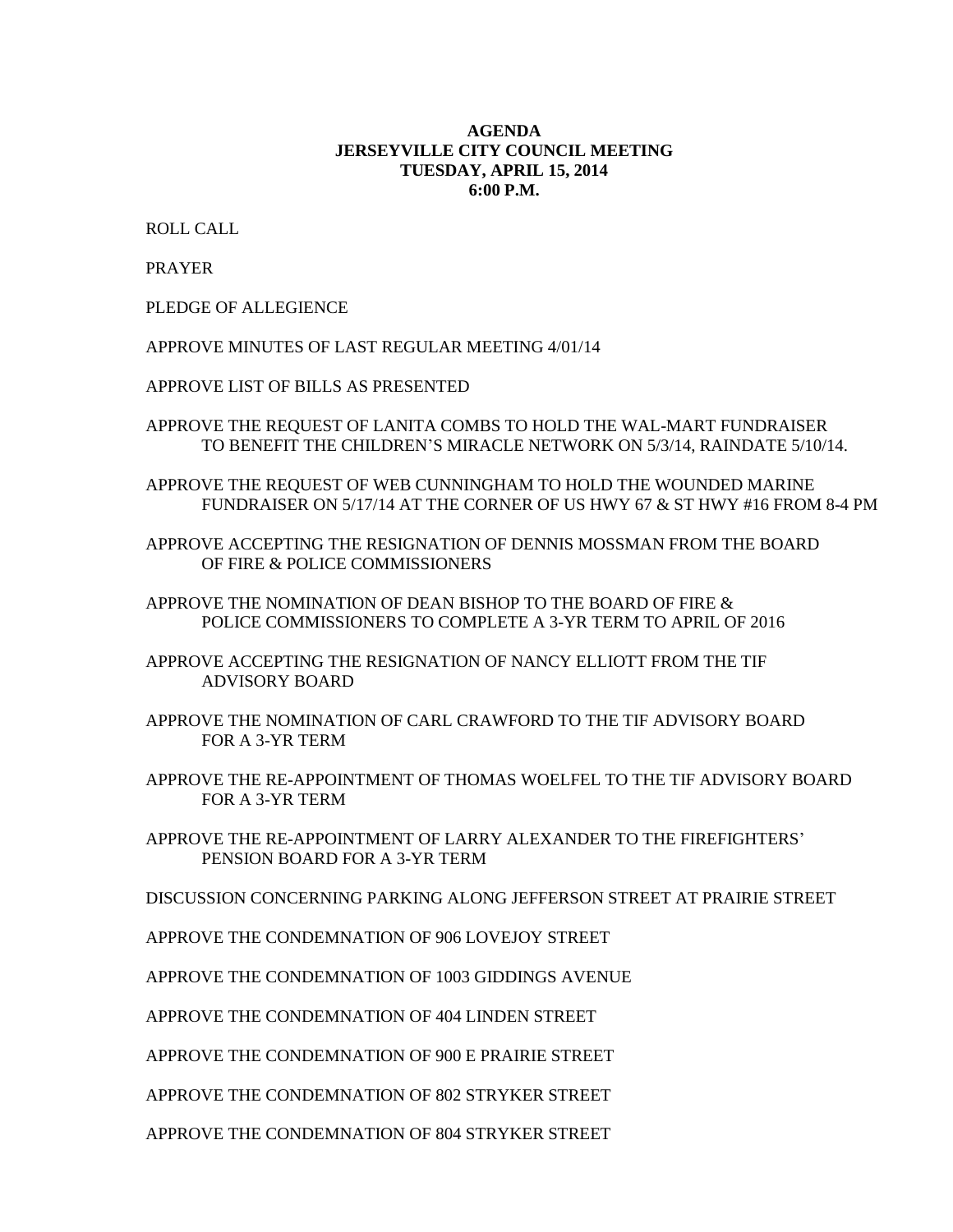**AGENDA**
**JERSEYVILLE CITY COUNCIL MEETING**
**TUESDAY, APRIL 15, 2014**
**6:00 P.M.**

ROLL CALL

PRAYER

PLEDGE OF ALLEGIENCE

APPROVE MINUTES OF LAST REGULAR MEETING 4/01/14

APPROVE LIST OF BILLS AS PRESENTED

APPROVE THE REQUEST OF LANITA COMBS TO HOLD THE WAL-MART FUNDRAISER TO BENEFIT THE CHILDREN'S MIRACLE NETWORK ON 5/3/14, RAINDATE 5/10/14.

APPROVE THE REQUEST OF WEB CUNNINGHAM TO HOLD THE WOUNDED MARINE FUNDRAISER ON 5/17/14 AT THE CORNER OF US HWY 67 & ST HWY #16 FROM 8-4 PM

APPROVE ACCEPTING THE RESIGNATION OF DENNIS MOSSMAN FROM THE BOARD OF FIRE & POLICE COMMISSIONERS

APPROVE THE NOMINATION OF DEAN BISHOP TO THE BOARD OF FIRE & POLICE COMMISSIONERS TO COMPLETE A 3-YR TERM TO APRIL OF 2016

APPROVE ACCEPTING THE RESIGNATION OF NANCY ELLIOTT FROM THE TIF ADVISORY BOARD

APPROVE THE NOMINATION OF CARL CRAWFORD TO THE TIF ADVISORY BOARD FOR A 3-YR TERM

APPROVE THE RE-APPOINTMENT OF THOMAS WOELFEL TO THE TIF ADVISORY BOARD FOR A 3-YR TERM

APPROVE THE RE-APPOINTMENT OF LARRY ALEXANDER TO THE FIREFIGHTERS' PENSION BOARD FOR A 3-YR TERM

DISCUSSION CONCERNING PARKING ALONG JEFFERSON STREET AT PRAIRIE STREET

APPROVE THE CONDEMNATION OF 906 LOVEJOY STREET

APPROVE THE CONDEMNATION OF 1003 GIDDINGS AVENUE

APPROVE THE CONDEMNATION OF 404 LINDEN STREET

APPROVE THE CONDEMNATION OF 900 E PRAIRIE STREET

APPROVE THE CONDEMNATION OF 802 STRYKER STREET

APPROVE THE CONDEMNATION OF 804 STRYKER STREET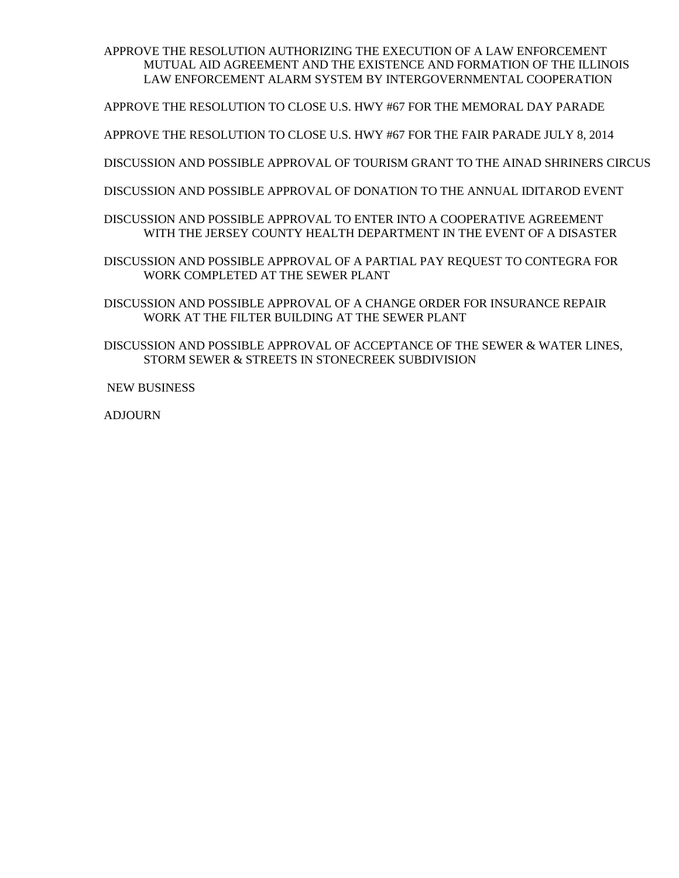APPROVE THE RESOLUTION AUTHORIZING THE EXECUTION OF A LAW ENFORCEMENT MUTUAL AID AGREEMENT AND THE EXISTENCE AND FORMATION OF THE ILLINOIS LAW ENFORCEMENT ALARM SYSTEM BY INTERGOVERNMENTAL COOPERATION

APPROVE THE RESOLUTION TO CLOSE U.S. HWY #67 FOR THE MEMORAL DAY PARADE

APPROVE THE RESOLUTION TO CLOSE U.S. HWY #67 FOR THE FAIR PARADE JULY 8, 2014

DISCUSSION AND POSSIBLE APPROVAL OF TOURISM GRANT TO THE AINAD SHRINERS CIRCUS

DISCUSSION AND POSSIBLE APPROVAL OF DONATION TO THE ANNUAL IDITAROD EVENT

DISCUSSION AND POSSIBLE APPROVAL TO ENTER INTO A COOPERATIVE AGREEMENT WITH THE JERSEY COUNTY HEALTH DEPARTMENT IN THE EVENT OF A DISASTER

DISCUSSION AND POSSIBLE APPROVAL OF A PARTIAL PAY REQUEST TO CONTEGRA FOR WORK COMPLETED AT THE SEWER PLANT

DISCUSSION AND POSSIBLE APPROVAL OF A CHANGE ORDER FOR INSURANCE REPAIR WORK AT THE FILTER BUILDING AT THE SEWER PLANT

DISCUSSION AND POSSIBLE APPROVAL OF ACCEPTANCE OF THE SEWER & WATER LINES, STORM SEWER & STREETS IN STONECREEK SUBDIVISION

NEW BUSINESS

ADJOURN